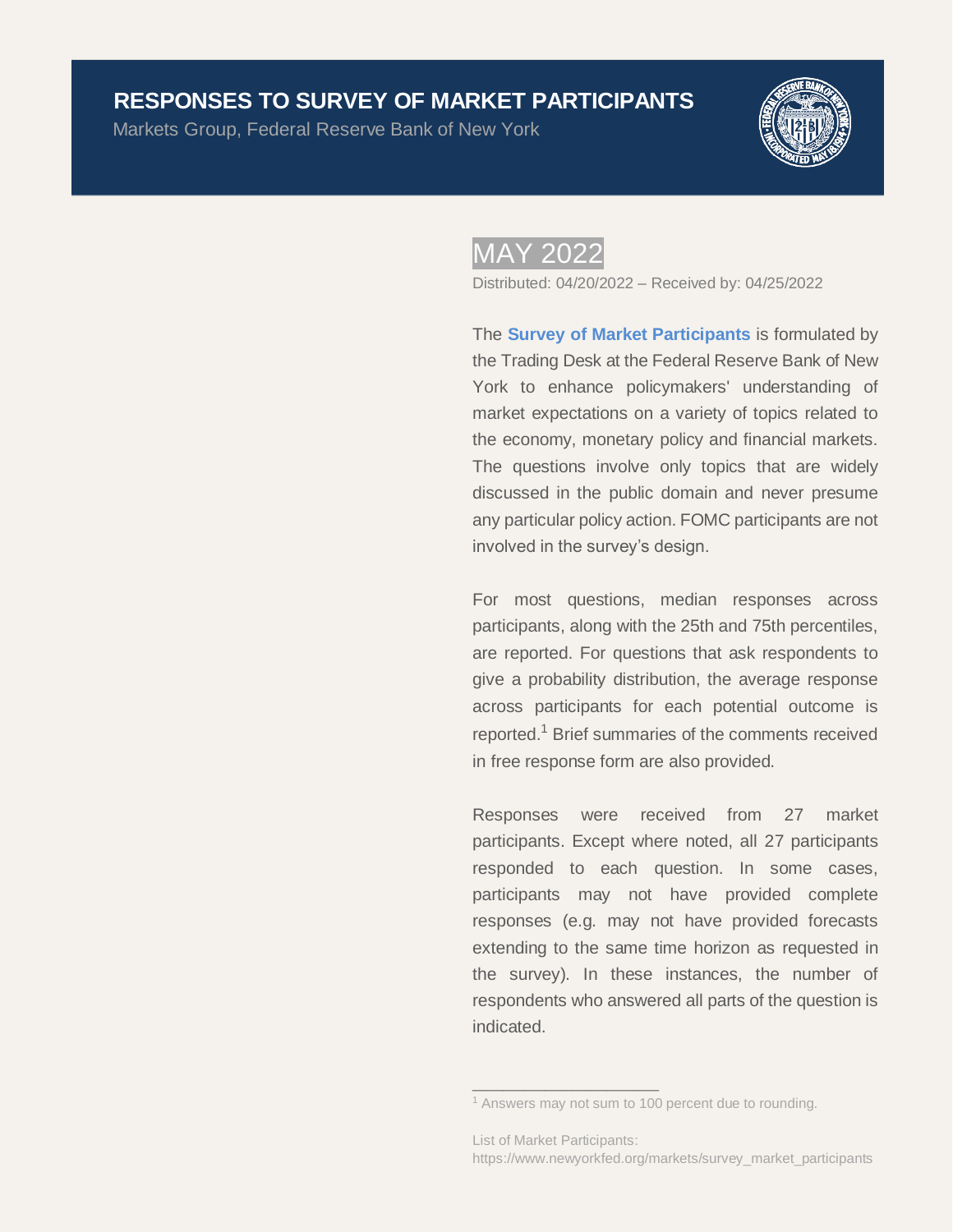# RESPONSES TO SURVEY OF MARKET PARTICIPANTS

Markets Group, Federal Reserve Bank of New York

## MAY 2022

Distributed: 04/20/2022 – Received by: 04/25/2022

The **Survey of Market Participants** is formulated by the Trading Desk at the Federal Reserve Bank of New York to enhance policymakers' understanding of market expectations on a variety of topics related to the economy, monetary policy and financial markets. The questions involve only topics that are widely discussed in the public domain and never presume any particular policy action. FOMC participants are not involved in the survey's design.

For most questions, median responses across participants, along with the 25th and 75th percentiles, are reported. For questions that ask respondents to give a probability distribution, the average response across participants for each potential outcome is reported.[1] Brief summaries of the comments received in free response form are also provided.

Responses were received from 27 market participants. Except where noted, all 27 participants responded to each question. In some cases, participants may not have provided complete responses (e.g. may not have provided forecasts extending to the same time horizon as requested in the survey). In these instances, the number of respondents who answered all parts of the question is indicated.

---

[1] Answers may not sum to 100 percent due to rounding.

List of Market Participants: https://www.newyorkfed.org/markets/survey_market_participants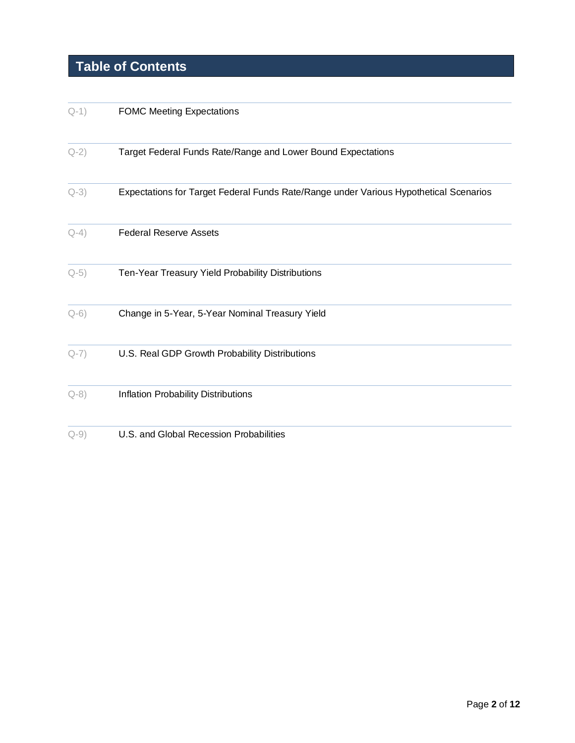## Table of Contents

| | |
|---|---|
| Q-1) | FOMC Meeting Expectations |
| Q-2) | Target Federal Funds Rate/Range and Lower Bound Expectations |
| Q-3) | Expectations for Target Federal Funds Rate/Range under Various Hypothetical Scenarios |
| Q-4) | Federal Reserve Assets |
| Q-5) | Ten-Year Treasury Yield Probability Distributions |
| Q-6) | Change in 5-Year, 5-Year Nominal Treasury Yield |
| Q-7) | U.S. Real GDP Growth Probability Distributions |
| Q-8) | Inflation Probability Distributions |
| Q-9) | U.S. and Global Recession Probabilities |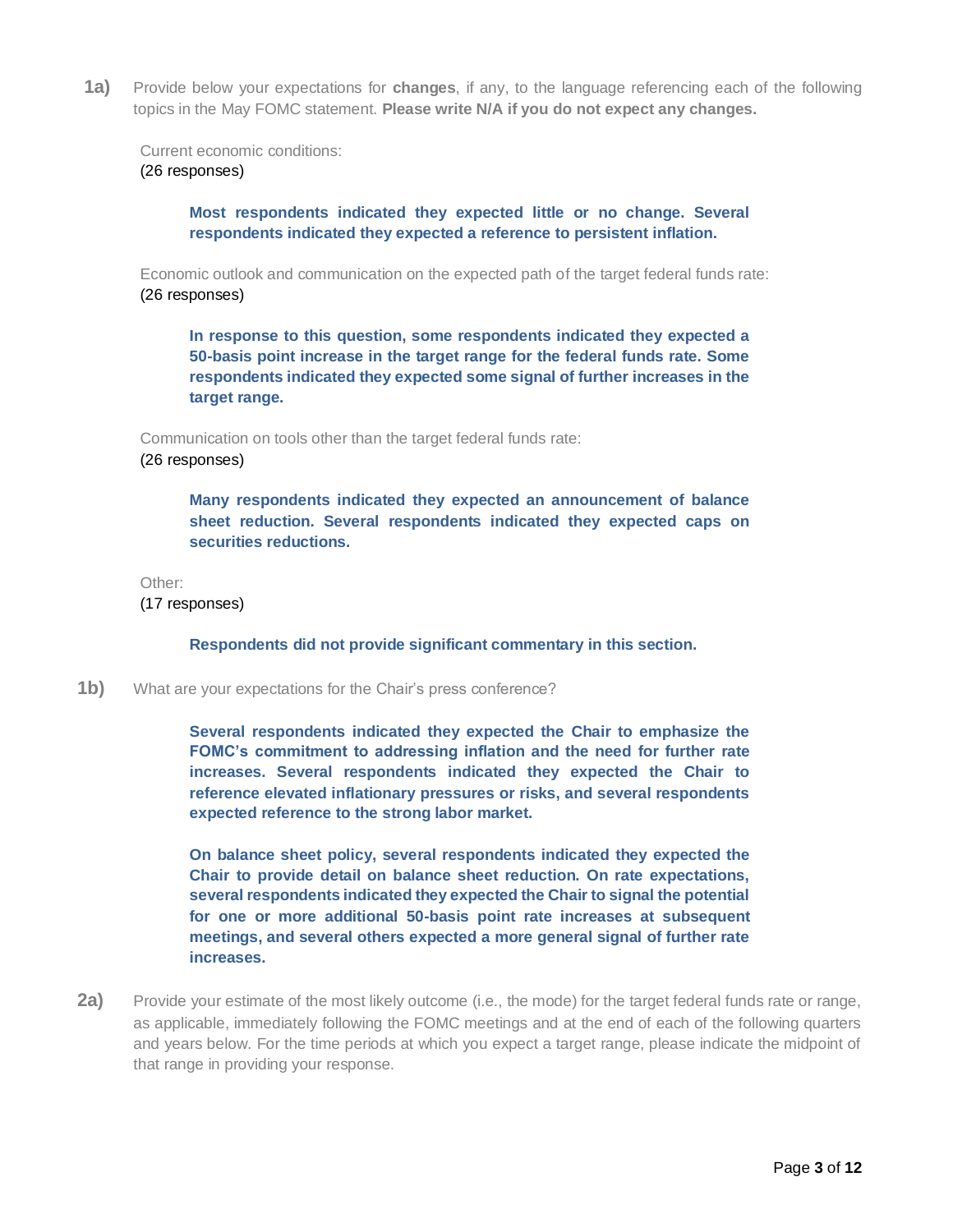**1a)** Provide below your expectations for **changes**, if any, to the language referencing each of the following topics in the May FOMC statement. **Please write N/A if you do not expect any changes.**

Current economic conditions:
(26 responses)

> **Most respondents indicated they expected little or no change. Several respondents indicated they expected a reference to persistent inflation.**

Economic outlook and communication on the expected path of the target federal funds rate:
(26 responses)

> **In response to this question, some respondents indicated they expected a 50-basis point increase in the target range for the federal funds rate. Some respondents indicated they expected some signal of further increases in the target range.**

Communication on tools other than the target federal funds rate:
(26 responses)

> **Many respondents indicated they expected an announcement of balance sheet reduction. Several respondents indicated they expected caps on securities reductions.**

Other:
(17 responses)

> **Respondents did not provide significant commentary in this section.**

**1b)** What are your expectations for the Chair's press conference?

> **Several respondents indicated they expected the Chair to emphasize the FOMC's commitment to addressing inflation and the need for further rate increases. Several respondents indicated they expected the Chair to reference elevated inflationary pressures or risks, and several respondents expected reference to the strong labor market.**
>
> **On balance sheet policy, several respondents indicated they expected the Chair to provide detail on balance sheet reduction. On rate expectations, several respondents indicated they expected the Chair to signal the potential for one or more additional 50-basis point rate increases at subsequent meetings, and several others expected a more general signal of further rate increases.**

**2a)** Provide your estimate of the most likely outcome (i.e., the mode) for the target federal funds rate or range, as applicable, immediately following the FOMC meetings and at the end of each of the following quarters and years below. For the time periods at which you expect a target range, please indicate the midpoint of that range in providing your response.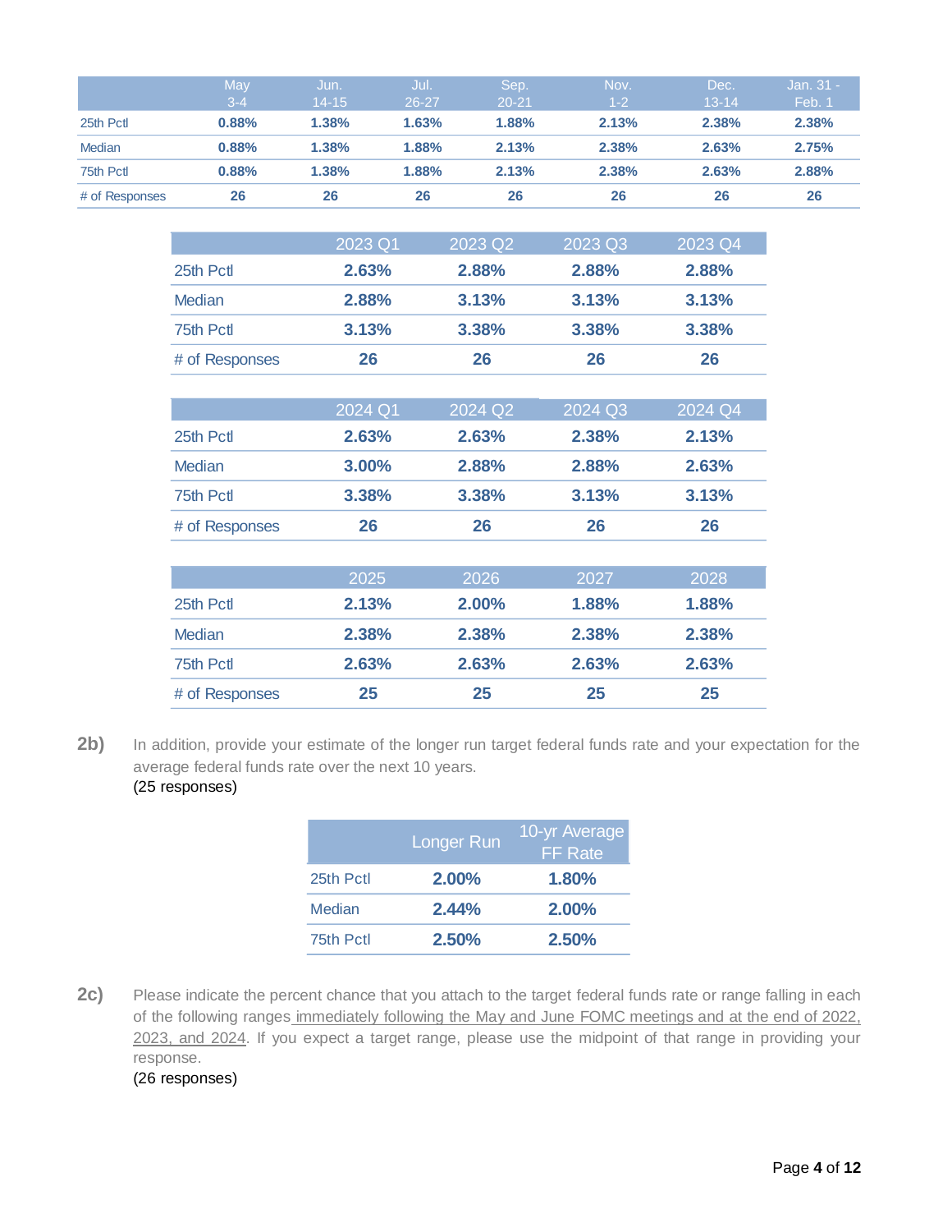| | May 3-4 | Jun. 14-15 | Jul. 26-27 | Sep. 20-21 | Nov. 1-2 | Dec. 13-14 | Jan. 31 - Feb. 1 |
|---|---|---|---|---|---|---|---|
| 25th Pctl | **0.88%** | **1.38%** | **1.63%** | **1.88%** | **2.13%** | **2.38%** | **2.38%** |
| Median | **0.88%** | **1.38%** | **1.88%** | **2.13%** | **2.38%** | **2.63%** | **2.75%** |
| 75th Pctl | **0.88%** | **1.38%** | **1.88%** | **2.13%** | **2.38%** | **2.63%** | **2.88%** |
| # of Responses | **26** | **26** | **26** | **26** | **26** | **26** | **26** |

| | 2023 Q1 | 2023 Q2 | 2023 Q3 | 2023 Q4 |
|---|---|---|---|---|
| 25th Pctl | **2.63%** | **2.88%** | **2.88%** | **2.88%** |
| Median | **2.88%** | **3.13%** | **3.13%** | **3.13%** |
| 75th Pctl | **3.13%** | **3.38%** | **3.38%** | **3.38%** |
| # of Responses | **26** | **26** | **26** | **26** |

| | 2024 Q1 | 2024 Q2 | 2024 Q3 | 2024 Q4 |
|---|---|---|---|---|
| 25th Pctl | **2.63%** | **2.63%** | **2.38%** | **2.13%** |
| Median | **3.00%** | **2.88%** | **2.88%** | **2.63%** |
| 75th Pctl | **3.38%** | **3.38%** | **3.13%** | **3.13%** |
| # of Responses | **26** | **26** | **26** | **26** |

| | 2025 | 2026 | 2027 | 2028 |
|---|---|---|---|---|
| 25th Pctl | **2.13%** | **2.00%** | **1.88%** | **1.88%** |
| Median | **2.38%** | **2.38%** | **2.38%** | **2.38%** |
| 75th Pctl | **2.63%** | **2.63%** | **2.63%** | **2.63%** |
| # of Responses | **25** | **25** | **25** | **25** |

**2b)** In addition, provide your estimate of the longer run target federal funds rate and your expectation for the average federal funds rate over the next 10 years.
(25 responses)

| | Longer Run | 10-yr Average FF Rate |
|---|---|---|
| 25th Pctl | **2.00%** | **1.80%** |
| Median | **2.44%** | **2.00%** |
| 75th Pctl | **2.50%** | **2.50%** |

**2c)** Please indicate the percent chance that you attach to the target federal funds rate or range falling in each of the following ranges immediately following the May and June FOMC meetings and at the end of 2022, 2023, and 2024. If you expect a target range, please use the midpoint of that range in providing your response.
(26 responses)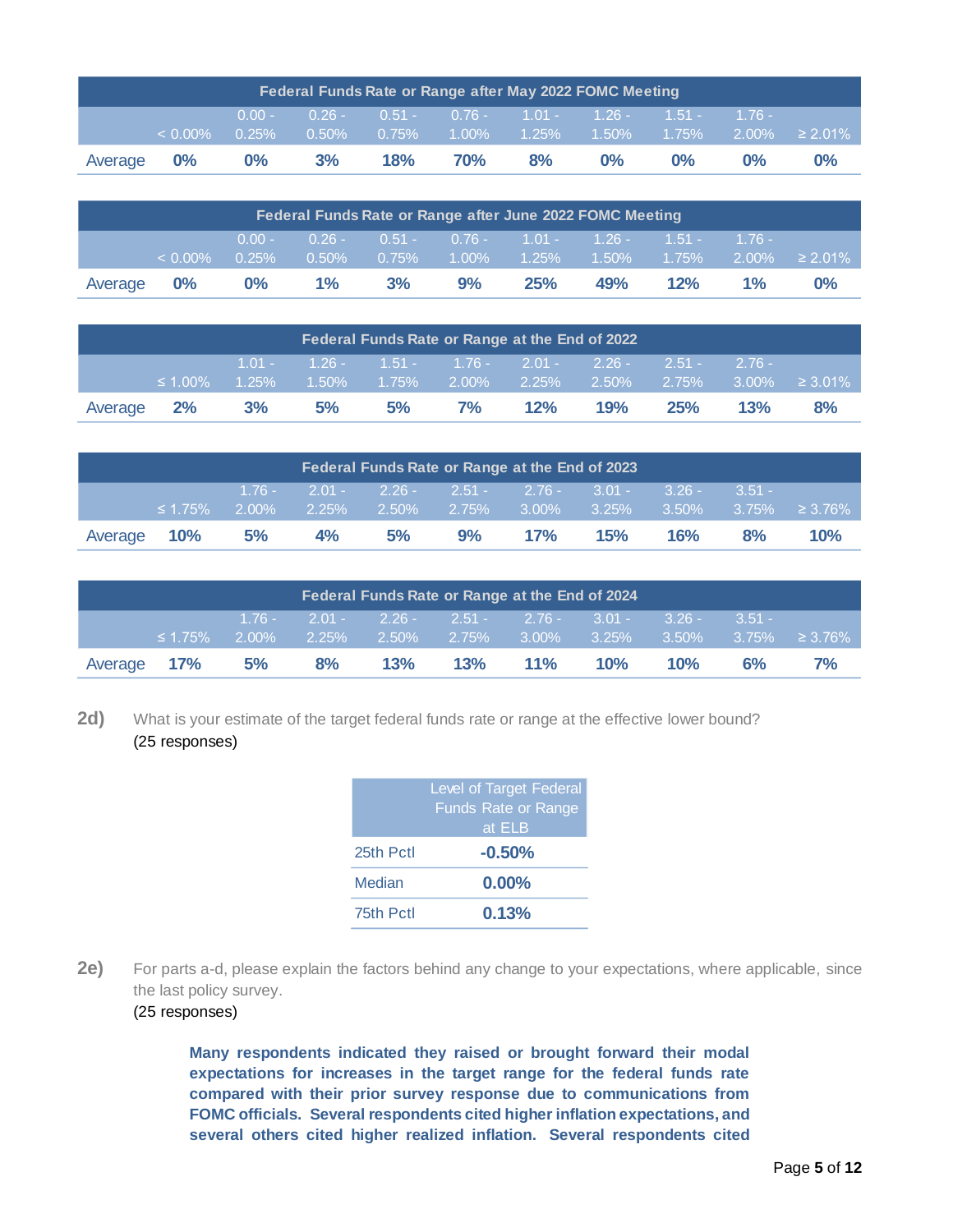| Federal Funds Rate or Range after May 2022 FOMC Meeting | | | | | | | | | | |
|---|---|---|---|---|---|---|---|---|---|---|
| | < 0.00% | 0.00 - 0.25% | 0.26 - 0.50% | 0.51 - 0.75% | 0.76 - 1.00% | 1.01 - 1.25% | 1.26 - 1.50% | 1.51 - 1.75% | 1.76 - 2.00% | ≥ 2.01% |
| Average | **0%** | **0%** | **3%** | **18%** | **70%** | **8%** | **0%** | **0%** | **0%** | **0%** |

| Federal Funds Rate or Range after June 2022 FOMC Meeting | | | | | | | | | | |
|---|---|---|---|---|---|---|---|---|---|---|
| | < 0.00% | 0.00 - 0.25% | 0.26 - 0.50% | 0.51 - 0.75% | 0.76 - 1.00% | 1.01 - 1.25% | 1.26 - 1.50% | 1.51 - 1.75% | 1.76 - 2.00% | ≥ 2.01% |
| Average | **0%** | **0%** | **1%** | **3%** | **9%** | **25%** | **49%** | **12%** | **1%** | **0%** |

| Federal Funds Rate or Range at the End of 2022 | | | | | | | | | | |
|---|---|---|---|---|---|---|---|---|---|---|
| | ≤ 1.00% | 1.01 - 1.25% | 1.26 - 1.50% | 1.51 - 1.75% | 1.76 - 2.00% | 2.01 - 2.25% | 2.26 - 2.50% | 2.51 - 2.75% | 2.76 - 3.00% | ≥ 3.01% |
| Average | **2%** | **3%** | **5%** | **5%** | **7%** | **12%** | **19%** | **25%** | **13%** | **8%** |

| Federal Funds Rate or Range at the End of 2023 | | | | | | | | | | |
|---|---|---|---|---|---|---|---|---|---|---|
| | ≤ 1.75% | 1.76 - 2.00% | 2.01 - 2.25% | 2.26 - 2.50% | 2.51 - 2.75% | 2.76 - 3.00% | 3.01 - 3.25% | 3.26 - 3.50% | 3.51 - 3.75% | ≥ 3.76% |
| Average | **10%** | **5%** | **4%** | **5%** | **9%** | **17%** | **15%** | **16%** | **8%** | **10%** |

| Federal Funds Rate or Range at the End of 2024 | | | | | | | | | | |
|---|---|---|---|---|---|---|---|---|---|---|
| | ≤ 1.75% | 1.76 - 2.00% | 2.01 - 2.25% | 2.26 - 2.50% | 2.51 - 2.75% | 2.76 - 3.00% | 3.01 - 3.25% | 3.26 - 3.50% | 3.51 - 3.75% | ≥ 3.76% |
| Average | **17%** | **5%** | **8%** | **13%** | **13%** | **11%** | **10%** | **10%** | **6%** | **7%** |

**2d)** What is your estimate of the target federal funds rate or range at the effective lower bound?
(25 responses)

| | Level of Target Federal Funds Rate or Range at ELB |
|---|---|
| 25th Pctl | **-0.50%** |
| Median | **0.00%** |
| 75th Pctl | **0.13%** |

**2e)** For parts a-d, please explain the factors behind any change to your expectations, where applicable, since the last policy survey.
(25 responses)

**Many respondents indicated they raised or brought forward their modal expectations for increases in the target range for the federal funds rate compared with their prior survey response due to communications from FOMC officials. Several respondents cited higher inflation expectations, and several others cited higher realized inflation. Several respondents cited**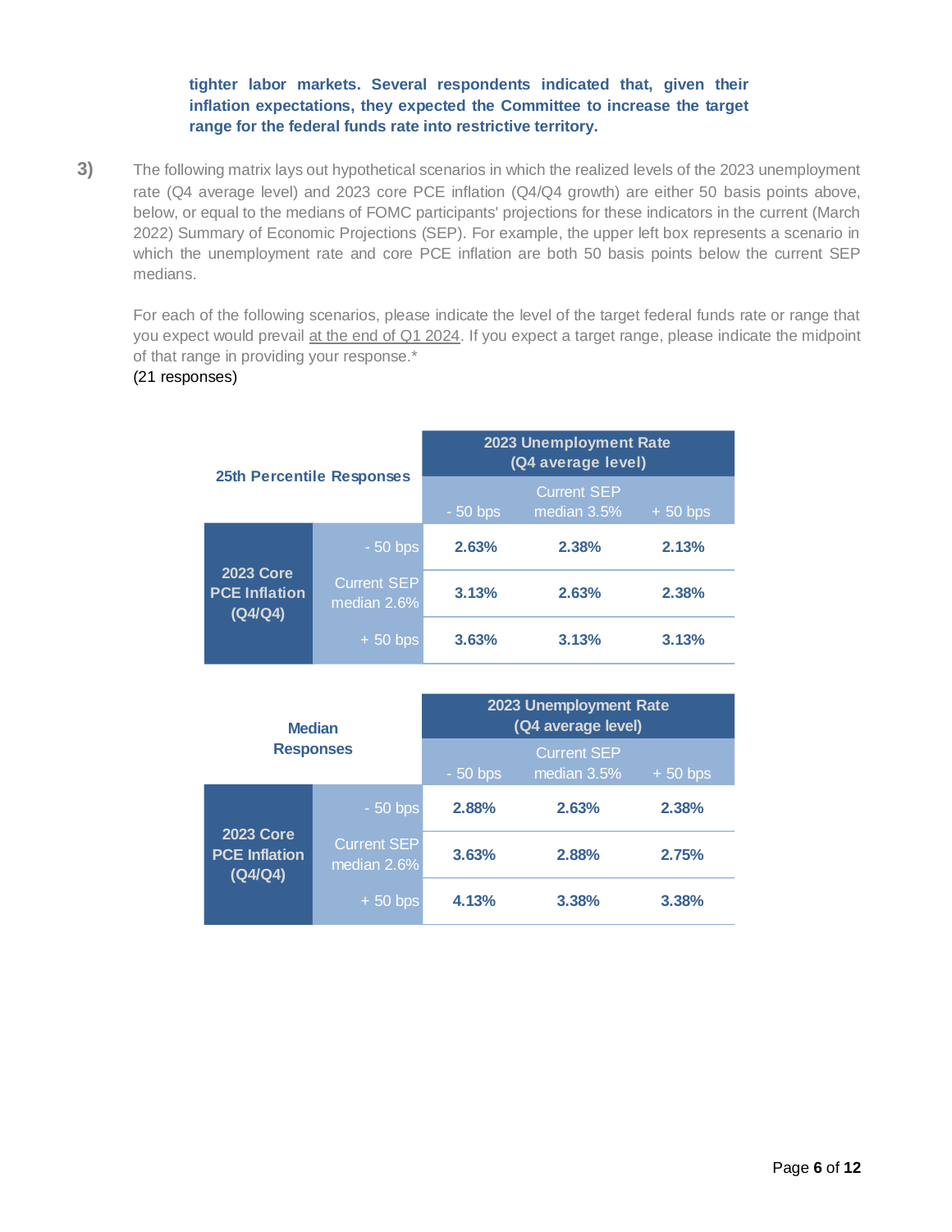**tighter labor markets. Several respondents indicated that, given their inflation expectations, they expected the Committee to increase the target range for the federal funds rate into restrictive territory.**

**3)** The following matrix lays out hypothetical scenarios in which the realized levels of the 2023 unemployment rate (Q4 average level) and 2023 core PCE inflation (Q4/Q4 growth) are either 50 basis points above, below, or equal to the medians of FOMC participants' projections for these indicators in the current (March 2022) Summary of Economic Projections (SEP). For example, the upper left box represents a scenario in which the unemployment rate and core PCE inflation are both 50 basis points below the current SEP medians.

For each of the following scenarios, please indicate the level of the target federal funds rate or range that you expect would prevail at the end of Q1 2024. If you expect a target range, please indicate the midpoint of that range in providing your response.*

(21 responses)

| 25th Percentile Responses | | 2023 Unemployment Rate (Q4 average level) | | |
|---|---|---|---|---|
| | | - 50 bps | Current SEP median 3.5% | + 50 bps |
| 2023 Core PCE Inflation (Q4/Q4) | - 50 bps | 2.63% | 2.38% | 2.13% |
| | Current SEP median 2.6% | 3.13% | 2.63% | 2.38% |
| | + 50 bps | 3.63% | 3.13% | 3.13% |

| Median Responses | | 2023 Unemployment Rate (Q4 average level) | | |
|---|---|---|---|---|
| | | - 50 bps | Current SEP median 3.5% | + 50 bps |
| 2023 Core PCE Inflation (Q4/Q4) | - 50 bps | 2.88% | 2.63% | 2.38% |
| | Current SEP median 2.6% | 3.63% | 2.88% | 2.75% |
| | + 50 bps | 4.13% | 3.38% | 3.38% |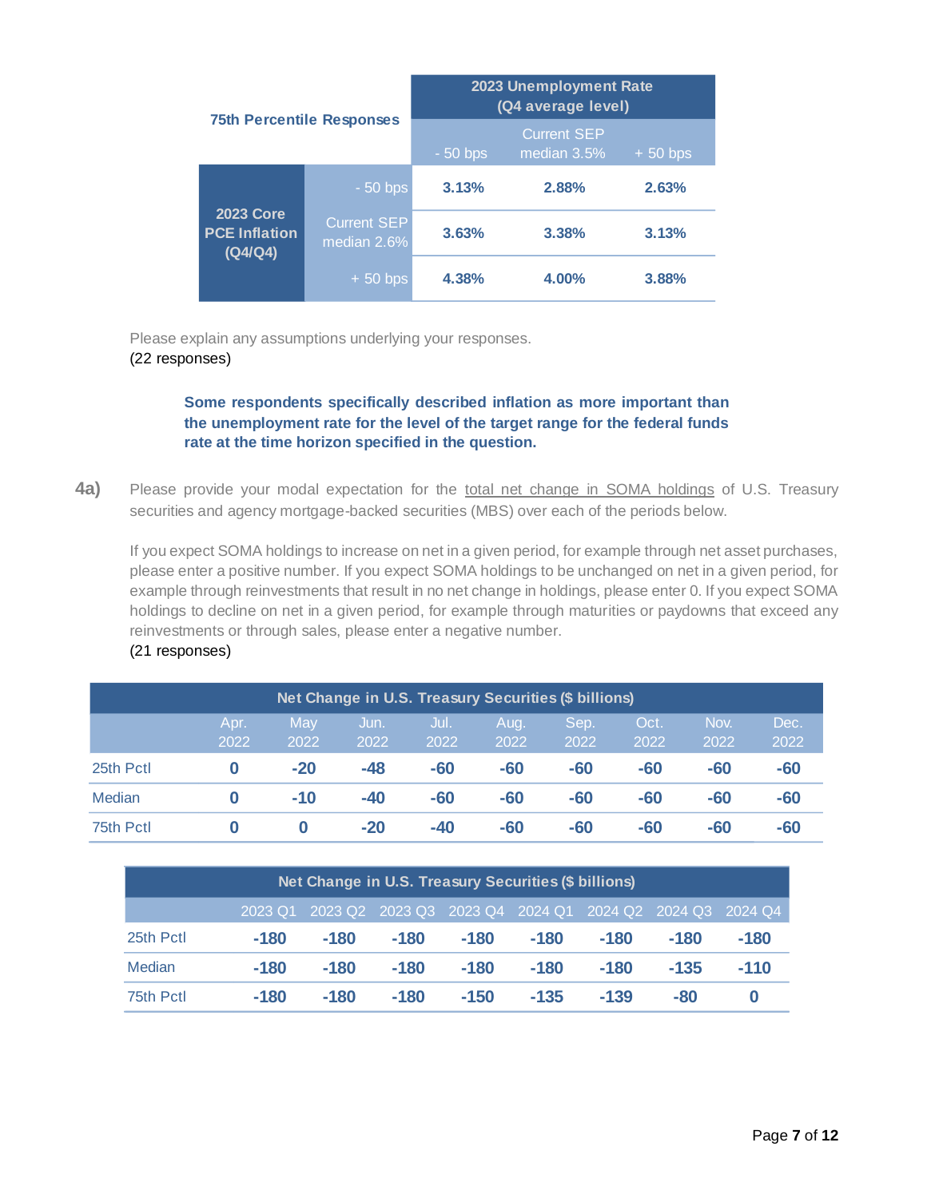| 75th Percentile Responses | | 2023 Unemployment Rate (Q4 average level) | | |
|---|---|---|---|---|
| | | - 50 bps | Current SEP median 3.5% | + 50 bps |
| 2023 Core PCE Inflation (Q4/Q4) | - 50 bps | **3.13%** | **2.88%** | **2.63%** |
| | Current SEP median 2.6% | **3.63%** | **3.38%** | **3.13%** |
| | + 50 bps | **4.38%** | **4.00%** | **3.88%** |

Please explain any assumptions underlying your responses.
(22 responses)

> **Some respondents specifically described inflation as more important than the unemployment rate for the level of the target range for the federal funds rate at the time horizon specified in the question.**

**4a)** Please provide your modal expectation for the total net change in SOMA holdings of U.S. Treasury securities and agency mortgage-backed securities (MBS) over each of the periods below.

If you expect SOMA holdings to increase on net in a given period, for example through net asset purchases, please enter a positive number. If you expect SOMA holdings to be unchanged on net in a given period, for example through reinvestments that result in no net change in holdings, please enter 0. If you expect SOMA holdings to decline on net in a given period, for example through maturities or paydowns that exceed any reinvestments or through sales, please enter a negative number.
(21 responses)

| Net Change in U.S. Treasury Securities ($ billions) | | | | | | | | | |
|---|---|---|---|---|---|---|---|---|---|
| | Apr. 2022 | May 2022 | Jun. 2022 | Jul. 2022 | Aug. 2022 | Sep. 2022 | Oct. 2022 | Nov. 2022 | Dec. 2022 |
| 25th Pctl | **0** | **-20** | **-48** | **-60** | **-60** | **-60** | **-60** | **-60** | **-60** |
| Median | **0** | **-10** | **-40** | **-60** | **-60** | **-60** | **-60** | **-60** | **-60** |
| 75th Pctl | **0** | **0** | **-20** | **-40** | **-60** | **-60** | **-60** | **-60** | **-60** |

| Net Change in U.S. Treasury Securities ($ billions) | | | | | | | | |
|---|---|---|---|---|---|---|---|---|
| | 2023 Q1 | 2023 Q2 | 2023 Q3 | 2023 Q4 | 2024 Q1 | 2024 Q2 | 2024 Q3 | 2024 Q4 |
| 25th Pctl | **-180** | **-180** | **-180** | **-180** | **-180** | **-180** | **-180** | **-180** |
| Median | **-180** | **-180** | **-180** | **-180** | **-180** | **-180** | **-135** | **-110** |
| 75th Pctl | **-180** | **-180** | **-180** | **-150** | **-135** | **-139** | **-80** | **0** |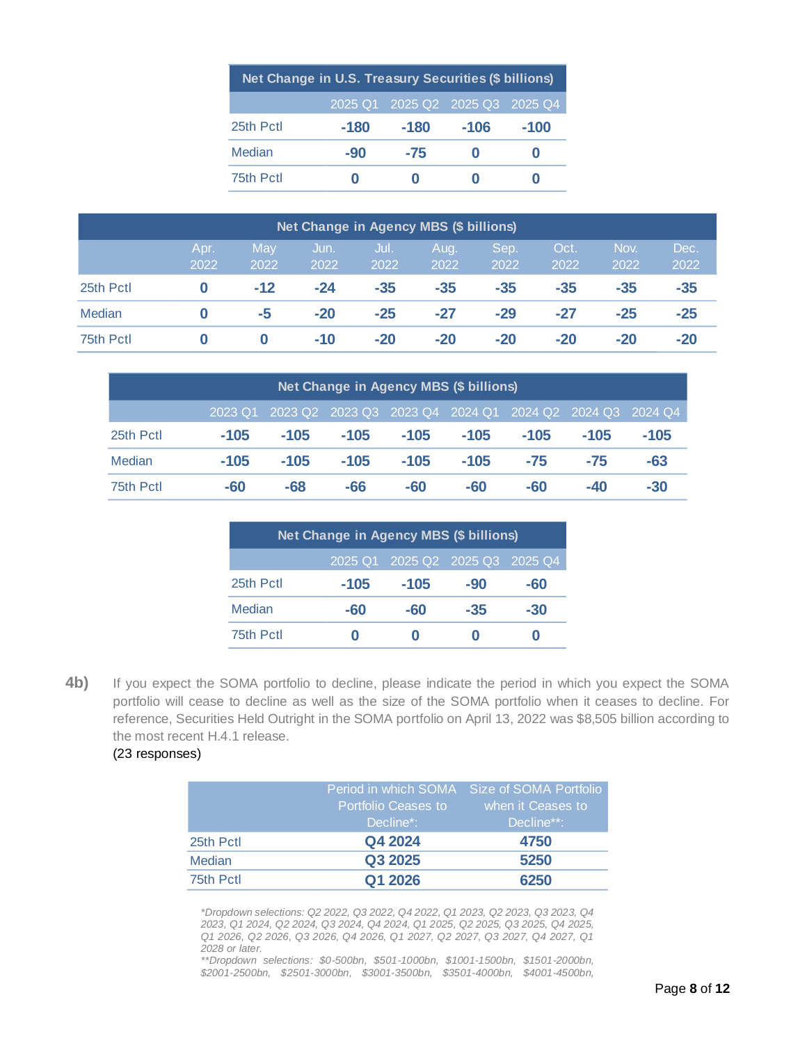| Net Change in U.S. Treasury Securities ($ billions) | | | | |
|---|---|---|---|---|
| | 2025 Q1 | 2025 Q2 | 2025 Q3 | 2025 Q4 |
| 25th Pctl | **-180** | **-180** | **-106** | **-100** |
| Median | **-90** | **-75** | **0** | **0** |
| 75th Pctl | **0** | **0** | **0** | **0** |

| Net Change in Agency MBS ($ billions) | | | | | | | | | |
|---|---|---|---|---|---|---|---|---|---|
| | Apr. 2022 | May 2022 | Jun. 2022 | Jul. 2022 | Aug. 2022 | Sep. 2022 | Oct. 2022 | Nov. 2022 | Dec. 2022 |
| 25th Pctl | **0** | **-12** | **-24** | **-35** | **-35** | **-35** | **-35** | **-35** | **-35** |
| Median | **0** | **-5** | **-20** | **-25** | **-27** | **-29** | **-27** | **-25** | **-25** |
| 75th Pctl | **0** | **0** | **-10** | **-20** | **-20** | **-20** | **-20** | **-20** | **-20** |

| Net Change in Agency MBS ($ billions) | | | | | | | | |
|---|---|---|---|---|---|---|---|---|
| | 2023 Q1 | 2023 Q2 | 2023 Q3 | 2023 Q4 | 2024 Q1 | 2024 Q2 | 2024 Q3 | 2024 Q4 |
| 25th Pctl | **-105** | **-105** | **-105** | **-105** | **-105** | **-105** | **-105** | **-105** |
| Median | **-105** | **-105** | **-105** | **-105** | **-105** | **-75** | **-75** | **-63** |
| 75th Pctl | **-60** | **-68** | **-66** | **-60** | **-60** | **-60** | **-40** | **-30** |

| Net Change in Agency MBS ($ billions) | | | | |
|---|---|---|---|---|
| | 2025 Q1 | 2025 Q2 | 2025 Q3 | 2025 Q4 |
| 25th Pctl | **-105** | **-105** | **-90** | **-60** |
| Median | **-60** | **-60** | **-35** | **-30** |
| 75th Pctl | **0** | **0** | **0** | **0** |

**4b)** If you expect the SOMA portfolio to decline, please indicate the period in which you expect the SOMA portfolio will cease to decline as well as the size of the SOMA portfolio when it ceases to decline. For reference, Securities Held Outright in the SOMA portfolio on April 13, 2022 was $8,505 billion according to the most recent H.4.1 release.
(23 responses)

| | Period in which SOMA Portfolio Ceases to Decline*: | Size of SOMA Portfolio when it Ceases to Decline**: |
|---|---|---|
| 25th Pctl | **Q4 2024** | **4750** |
| Median | **Q3 2025** | **5250** |
| 75th Pctl | **Q1 2026** | **6250** |

*\*Dropdown selections: Q2 2022, Q3 2022, Q4 2022, Q1 2023, Q2 2023, Q3 2023, Q4 2023, Q1 2024, Q2 2024, Q3 2024, Q4 2024, Q1 2025, Q2 2025, Q3 2025, Q4 2025, Q1 2026, Q2 2026, Q3 2026, Q4 2026, Q1 2027, Q2 2027, Q3 2027, Q4 2027, Q1 2028 or later.*
*\*\*Dropdown selections: $0-500bn, $501-1000bn, $1001-1500bn, $1501-2000bn, $2001-2500bn, $2501-3000bn, $3001-3500bn, $3501-4000bn, $4001-4500bn,*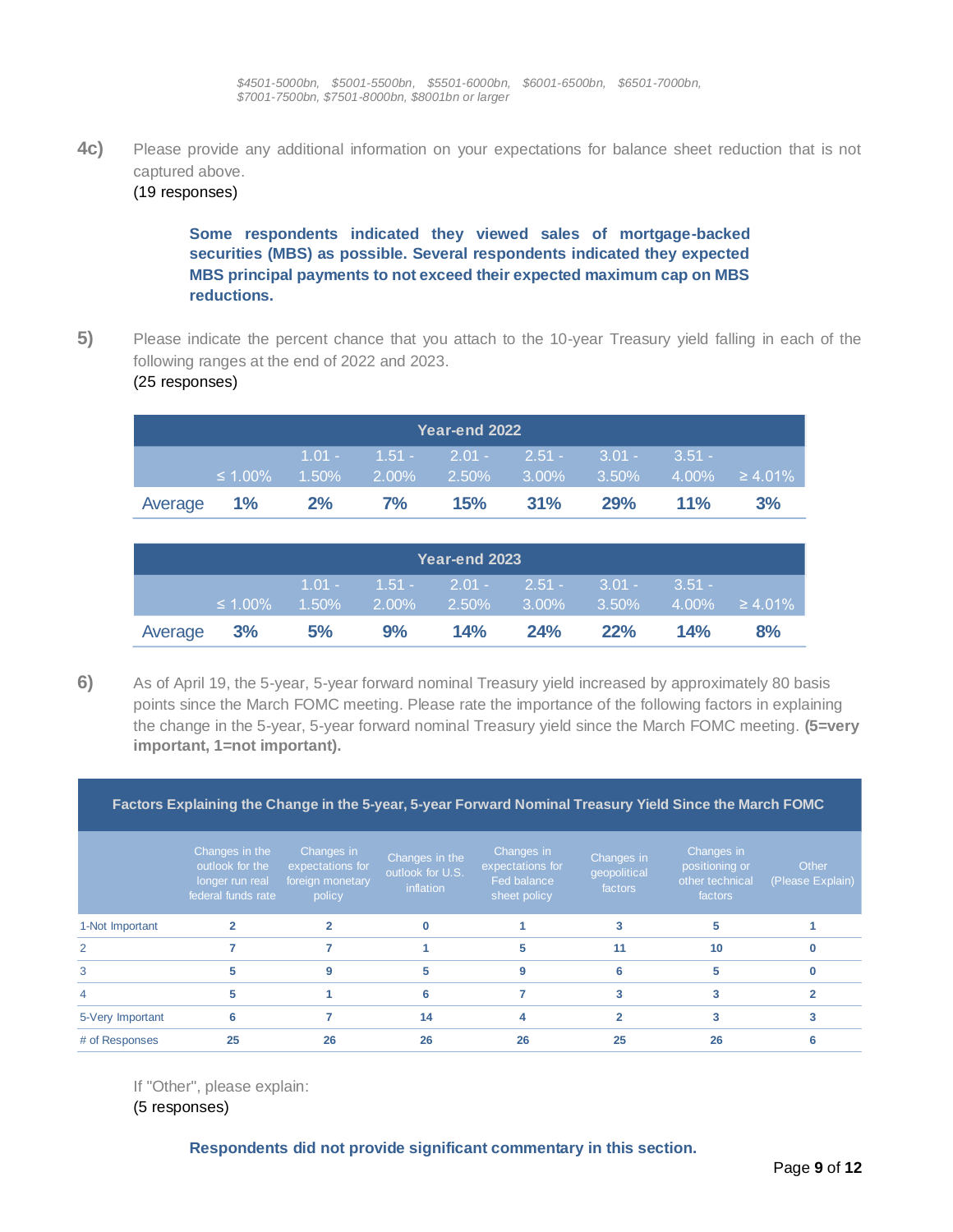*$4501-5000bn, $5001-5500bn, $5501-6000bn, $6001-6500bn, $6501-7000bn, $7001-7500bn, $7501-8000bn, $8001bn or larger*

**4c)** Please provide any additional information on your expectations for balance sheet reduction that is not captured above.
(19 responses)

**Some respondents indicated they viewed sales of mortgage-backed securities (MBS) as possible. Several respondents indicated they expected MBS principal payments to not exceed their expected maximum cap on MBS reductions.**

**5)** Please indicate the percent chance that you attach to the 10-year Treasury yield falling in each of the following ranges at the end of 2022 and 2023.
(25 responses)

| Year-end 2022 | | | | | | | | |
|---|---|---|---|---|---|---|---|---|
| | ≤ 1.00% | 1.01 - 1.50% | 1.51 - 2.00% | 2.01 - 2.50% | 2.51 - 3.00% | 3.01 - 3.50% | 3.51 - 4.00% | ≥ 4.01% |
| Average | **1%** | **2%** | **7%** | **15%** | **31%** | **29%** | **11%** | **3%** |

| Year-end 2023 | | | | | | | | |
|---|---|---|---|---|---|---|---|---|
| | ≤ 1.00% | 1.01 - 1.50% | 1.51 - 2.00% | 2.01 - 2.50% | 2.51 - 3.00% | 3.01 - 3.50% | 3.51 - 4.00% | ≥ 4.01% |
| Average | **3%** | **5%** | **9%** | **14%** | **24%** | **22%** | **14%** | **8%** |

**6)** As of April 19, the 5-year, 5-year forward nominal Treasury yield increased by approximately 80 basis points since the March FOMC meeting. Please rate the importance of the following factors in explaining the change in the 5-year, 5-year forward nominal Treasury yield since the March FOMC meeting. **(5=very important, 1=not important).**

| Factors Explaining the Change in the 5-year, 5-year Forward Nominal Treasury Yield Since the March FOMC | | | | | | | |
|---|---|---|---|---|---|---|---|
| | Changes in the outlook for the longer run real federal funds rate | Changes in expectations for foreign monetary policy | Changes in the outlook for U.S. inflation | Changes in expectations for Fed balance sheet policy | Changes in geopolitical factors | Changes in positioning or other technical factors | Other (Please Explain) |
| 1-Not Important | 2 | 2 | 0 | 1 | 3 | 5 | 1 |
| 2 | 7 | 7 | 1 | 5 | 11 | 10 | 0 |
| 3 | 5 | 9 | 5 | 9 | 6 | 5 | 0 |
| 4 | 5 | 1 | 6 | 7 | 3 | 3 | 2 |
| 5-Very Important | 6 | 7 | 14 | 4 | 2 | 3 | 3 |
| # of Responses | 25 | 26 | 26 | 26 | 25 | 26 | 6 |

If "Other", please explain:
(5 responses)

**Respondents did not provide significant commentary in this section.**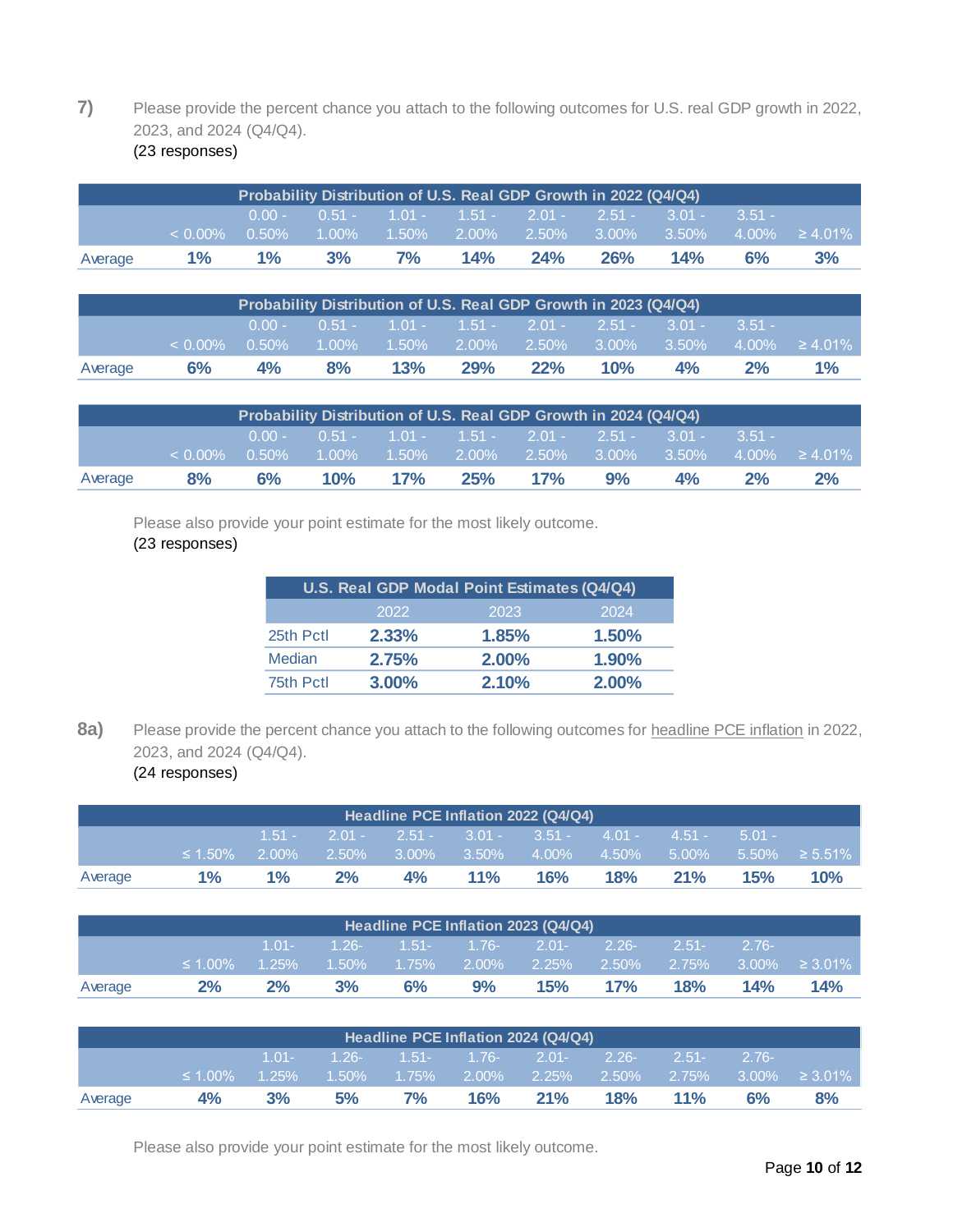**7)** Please provide the percent chance you attach to the following outcomes for U.S. real GDP growth in 2022, 2023, and 2024 (Q4/Q4).
(23 responses)

| Probability Distribution of U.S. Real GDP Growth in 2022 (Q4/Q4) | | | | | | | | | | |
|---|---|---|---|---|---|---|---|---|---|---|
| | < 0.00% | 0.00 - 0.50% | 0.51 - 1.00% | 1.01 - 1.50% | 1.51 - 2.00% | 2.01 - 2.50% | 2.51 - 3.00% | 3.01 - 3.50% | 3.51 - 4.00% | ≥ 4.01% |
| Average | **1%** | **1%** | **3%** | **7%** | **14%** | **24%** | **26%** | **14%** | **6%** | **3%** |

| Probability Distribution of U.S. Real GDP Growth in 2023 (Q4/Q4) | | | | | | | | | | |
|---|---|---|---|---|---|---|---|---|---|---|
| | < 0.00% | 0.00 - 0.50% | 0.51 - 1.00% | 1.01 - 1.50% | 1.51 - 2.00% | 2.01 - 2.50% | 2.51 - 3.00% | 3.01 - 3.50% | 3.51 - 4.00% | ≥ 4.01% |
| Average | **6%** | **4%** | **8%** | **13%** | **29%** | **22%** | **10%** | **4%** | **2%** | **1%** |

| Probability Distribution of U.S. Real GDP Growth in 2024 (Q4/Q4) | | | | | | | | | | |
|---|---|---|---|---|---|---|---|---|---|---|
| | < 0.00% | 0.00 - 0.50% | 0.51 - 1.00% | 1.01 - 1.50% | 1.51 - 2.00% | 2.01 - 2.50% | 2.51 - 3.00% | 3.01 - 3.50% | 3.51 - 4.00% | ≥ 4.01% |
| Average | **8%** | **6%** | **10%** | **17%** | **25%** | **17%** | **9%** | **4%** | **2%** | **2%** |

Please also provide your point estimate for the most likely outcome.
(23 responses)

| U.S. Real GDP Modal Point Estimates (Q4/Q4) | | | |
|---|---|---|---|
| | 2022 | 2023 | 2024 |
| 25th Pctl | **2.33%** | **1.85%** | **1.50%** |
| Median | **2.75%** | **2.00%** | **1.90%** |
| 75th Pctl | **3.00%** | **2.10%** | **2.00%** |

**8a)** Please provide the percent chance you attach to the following outcomes for headline PCE inflation in 2022, 2023, and 2024 (Q4/Q4).
(24 responses)

| Headline PCE Inflation 2022 (Q4/Q4) | | | | | | | | | | |
|---|---|---|---|---|---|---|---|---|---|---|
| | ≤ 1.50% | 1.51 - 2.00% | 2.01 - 2.50% | 2.51 - 3.00% | 3.01 - 3.50% | 3.51 - 4.00% | 4.01 - 4.50% | 4.51 - 5.00% | 5.01 - 5.50% | ≥ 5.51% |
| Average | **1%** | **1%** | **2%** | **4%** | **11%** | **16%** | **18%** | **21%** | **15%** | **10%** |

| Headline PCE Inflation 2023 (Q4/Q4) | | | | | | | | | | |
|---|---|---|---|---|---|---|---|---|---|---|
| | ≤ 1.00% | 1.01-1.25% | 1.26-1.50% | 1.51-1.75% | 1.76-2.00% | 2.01-2.25% | 2.26-2.50% | 2.51-2.75% | 2.76-3.00% | ≥ 3.01% |
| Average | **2%** | **2%** | **3%** | **6%** | **9%** | **15%** | **17%** | **18%** | **14%** | **14%** |

| Headline PCE Inflation 2024 (Q4/Q4) | | | | | | | | | | |
|---|---|---|---|---|---|---|---|---|---|---|
| | ≤ 1.00% | 1.01-1.25% | 1.26-1.50% | 1.51-1.75% | 1.76-2.00% | 2.01-2.25% | 2.26-2.50% | 2.51-2.75% | 2.76-3.00% | ≥ 3.01% |
| Average | **4%** | **3%** | **5%** | **7%** | **16%** | **21%** | **18%** | **11%** | **6%** | **8%** |

Please also provide your point estimate for the most likely outcome.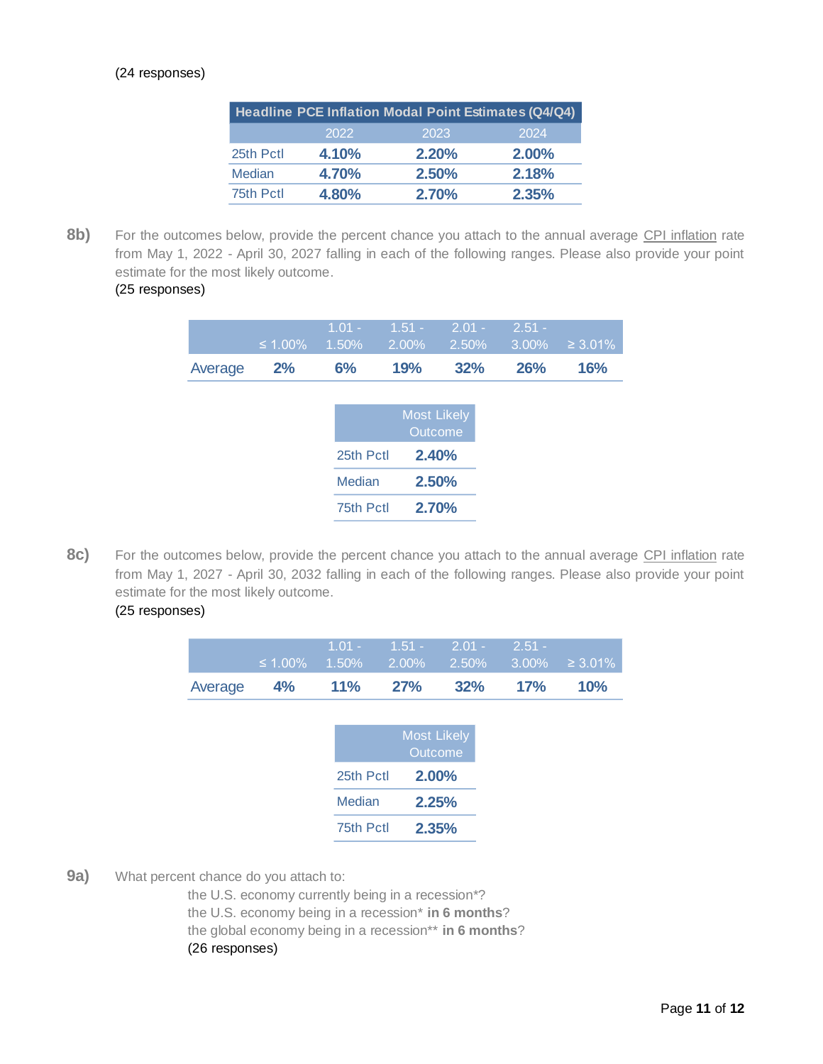(24 responses)

| Headline PCE Inflation Modal Point Estimates (Q4/Q4) | | | |
|---|---|---|---|
| | 2022 | 2023 | 2024 |
| 25th Pctl | **4.10%** | **2.20%** | **2.00%** |
| Median | **4.70%** | **2.50%** | **2.18%** |
| 75th Pctl | **4.80%** | **2.70%** | **2.35%** |

**8b)** For the outcomes below, provide the percent chance you attach to the annual average CPI inflation rate from May 1, 2022 - April 30, 2027 falling in each of the following ranges. Please also provide your point estimate for the most likely outcome.
(25 responses)

| | ≤ 1.00% | 1.01 - 1.50% | 1.51 - 2.00% | 2.01 - 2.50% | 2.51 - 3.00% | ≥ 3.01% |
|---|---|---|---|---|---|---|
| Average | **2%** | **6%** | **19%** | **32%** | **26%** | **16%** |

| | Most Likely Outcome |
|---|---|
| 25th Pctl | **2.40%** |
| Median | **2.50%** |
| 75th Pctl | **2.70%** |

**8c)** For the outcomes below, provide the percent chance you attach to the annual average CPI inflation rate from May 1, 2027 - April 30, 2032 falling in each of the following ranges. Please also provide your point estimate for the most likely outcome.
(25 responses)

| | ≤ 1.00% | 1.01 - 1.50% | 1.51 - 2.00% | 2.01 - 2.50% | 2.51 - 3.00% | ≥ 3.01% |
|---|---|---|---|---|---|---|
| Average | **4%** | **11%** | **27%** | **32%** | **17%** | **10%** |

| | Most Likely Outcome |
|---|---|
| 25th Pctl | **2.00%** |
| Median | **2.25%** |
| 75th Pctl | **2.35%** |

**9a)** What percent chance do you attach to:

the U.S. economy currently being in a recession*?
the U.S. economy being in a recession* **in 6 months**?
the global economy being in a recession** **in 6 months**?
(26 responses)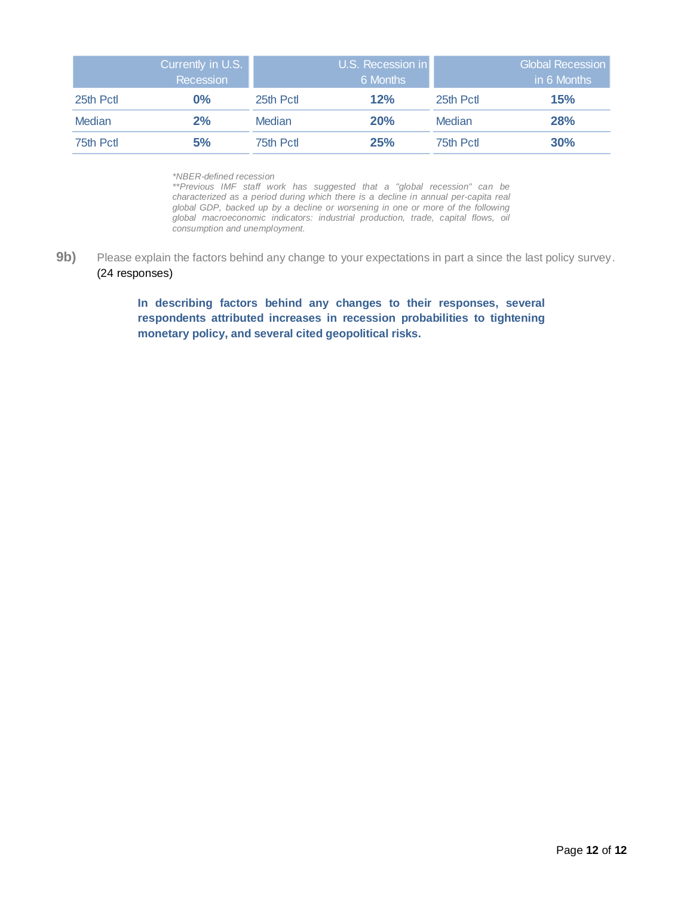| | Currently in U.S. Recession | | U.S. Recession in 6 Months | | Global Recession in 6 Months |
|---|---|---|---|---|---|
| 25th Pctl | **0%** | 25th Pctl | **12%** | 25th Pctl | **15%** |
| Median | **2%** | Median | **20%** | Median | **28%** |
| 75th Pctl | **5%** | 75th Pctl | **25%** | 75th Pctl | **30%** |

*\*NBER-defined recession*
*\*\*Previous IMF staff work has suggested that a "global recession" can be characterized as a period during which there is a decline in annual per-capita real global GDP, backed up by a decline or worsening in one or more of the following global macroeconomic indicators: industrial production, trade, capital flows, oil consumption and unemployment.*

**9b)** Please explain the factors behind any change to your expectations in part a since the last policy survey. (24 responses)

**In describing factors behind any changes to their responses, several respondents attributed increases in recession probabilities to tightening monetary policy, and several cited geopolitical risks.**